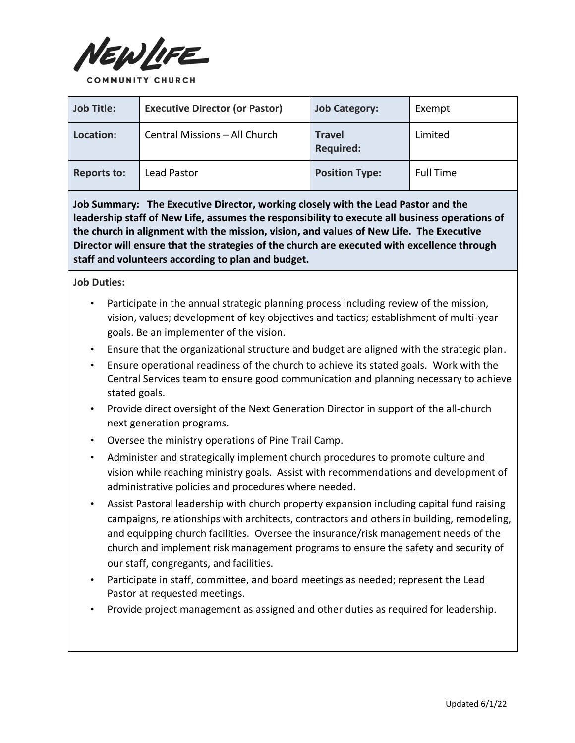NEW LIFE
COMMUNITY CHURCH

| **Job Title:** | **Executive Director (or Pastor)** | **Job Category:** | Exempt |
| --- | --- | --- | --- |
| **Location:** | Central Missions – All Church | **Travel Required:** | Limited |
| **Reports to:** | Lead Pastor | **Position Type:** | Full Time |

**Job Summary: The Executive Director, working closely with the Lead Pastor and the leadership staff of New Life, assumes the responsibility to execute all business operations of the church in alignment with the mission, vision, and values of New Life. The Executive Director will ensure that the strategies of the church are executed with excellence through staff and volunteers according to plan and budget.**

**Job Duties:**

- Participate in the annual strategic planning process including review of the mission, vision, values; development of key objectives and tactics; establishment of multi-year goals. Be an implementer of the vision.
- Ensure that the organizational structure and budget are aligned with the strategic plan.
- Ensure operational readiness of the church to achieve its stated goals. Work with the Central Services team to ensure good communication and planning necessary to achieve stated goals.
- Provide direct oversight of the Next Generation Director in support of the all-church next generation programs.
- Oversee the ministry operations of Pine Trail Camp.
- Administer and strategically implement church procedures to promote culture and vision while reaching ministry goals. Assist with recommendations and development of administrative policies and procedures where needed.
- Assist Pastoral leadership with church property expansion including capital fund raising campaigns, relationships with architects, contractors and others in building, remodeling, and equipping church facilities. Oversee the insurance/risk management needs of the church and implement risk management programs to ensure the safety and security of our staff, congregants, and facilities.
- Participate in staff, committee, and board meetings as needed; represent the Lead Pastor at requested meetings.
- Provide project management as assigned and other duties as required for leadership.

Updated 6/1/22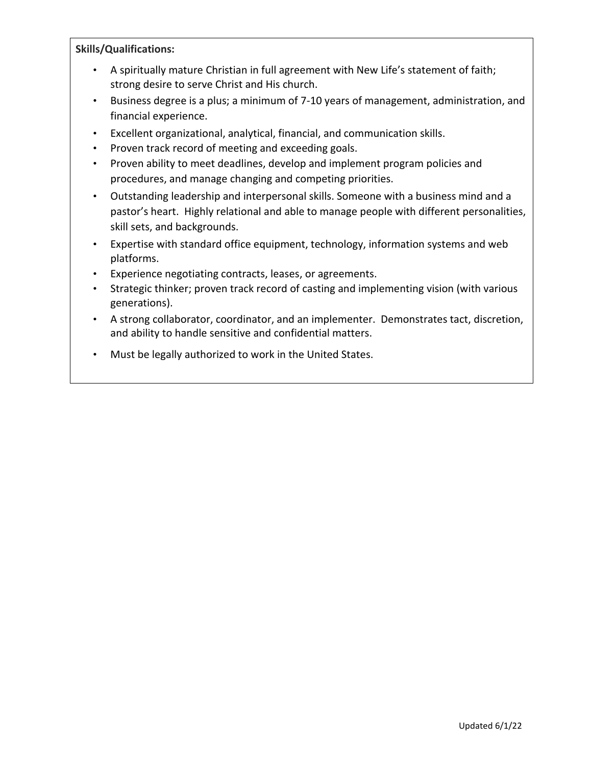**Skills/Qualifications:**

- A spiritually mature Christian in full agreement with New Life's statement of faith; strong desire to serve Christ and His church.
- Business degree is a plus; a minimum of 7-10 years of management, administration, and financial experience.
- Excellent organizational, analytical, financial, and communication skills.
- Proven track record of meeting and exceeding goals.
- Proven ability to meet deadlines, develop and implement program policies and procedures, and manage changing and competing priorities.
- Outstanding leadership and interpersonal skills. Someone with a business mind and a pastor's heart. Highly relational and able to manage people with different personalities, skill sets, and backgrounds.
- Expertise with standard office equipment, technology, information systems and web platforms.
- Experience negotiating contracts, leases, or agreements.
- Strategic thinker; proven track record of casting and implementing vision (with various generations).
- A strong collaborator, coordinator, and an implementer. Demonstrates tact, discretion, and ability to handle sensitive and confidential matters.
- Must be legally authorized to work in the United States.

Updated 6/1/22